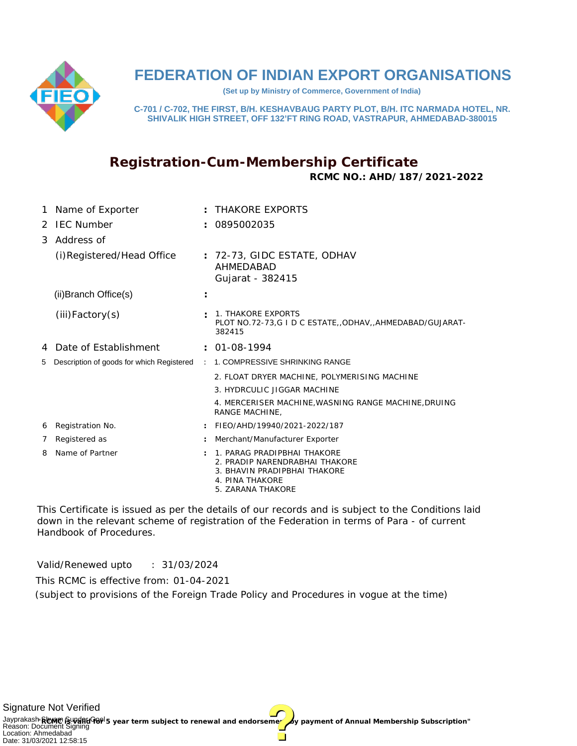# FEDERATION OF INDIAN EXPORT ORGANISATIONS

**(Set up by Ministry of Commerce, Government of India)**

**C-701 / C-702, THE FIRST, B/H. KESHAVBAUG PARTY PLOT, B/H. ITC NARMADA HOTEL, NR. SHIVALIK HIGH STREET, OFF 132'FT RING ROAD, VASTRAPUR, AHMEDABAD-380015**

## Registration-Cum-Membership Certificate

**RCMC NO.: AHD/187/2021-2022**

| | | | |
|---|---|---|---|
| 1 | Name of Exporter | : | THAKORE EXPORTS |
| 2 | IEC Number | : | 0895002035 |
| 3 | Address of | | |
| | (i)Registered/Head Office | : | 72-73, GIDC ESTATE, ODHAV<br>AHMEDABAD<br>Gujarat - 382415 |
| | (ii)Branch Office(s) | : | |
| | (iii)Factory(s) | : | 1. THAKORE EXPORTS<br>PLOT NO.72-73,G I D C ESTATE,,ODHAV,,AHMEDABAD/GUJARAT-382415 |
| 4 | Date of Establishment | : | 01-08-1994 |
| 5 | Description of goods for which Registered | : | 1. COMPRESSIVE SHRINKING RANGE<br>2. FLOAT DRYER MACHINE, POLYMERISING MACHINE<br>3. HYDRCULIC JIGGAR MACHINE<br>4. MERCERISER MACHINE,WASNING RANGE MACHINE,DRUING RANGE MACHINE, |
| 6 | Registration No. | : | FIEO/AHD/19940/2021-2022/187 |
| 7 | Registered as | : | Merchant/Manufacturer Exporter |
| 8 | Name of Partner | : | 1. PARAG PRADIPBHAI THAKORE<br>2. PRADIP NARENDRABHAI THAKORE<br>3. BHAVIN PRADIPBHAI THAKORE<br>4. PINA THAKORE<br>5. ZARANA THAKORE |

This Certificate is issued as per the details of our records and is subject to the Conditions laid down in the relevant scheme of registration of the Federation in terms of Para - of current Handbook of Procedures.

Valid/Renewed upto : 31/03/2024

This RCMC is effective from: 01-04-2021

(subject to provisions of the Foreign Trade Policy and Procedures in vogue at the time)

Signature Not Verified

Jayprakash Shyam Sundar Goel
Reason: Document Signing
Location: Ahmedabad
Date: 31/03/2021 12:58:15

**"RCMC is valid for 5 year term subject to renewal and endorsement by payment of Annual Membership Subscription"**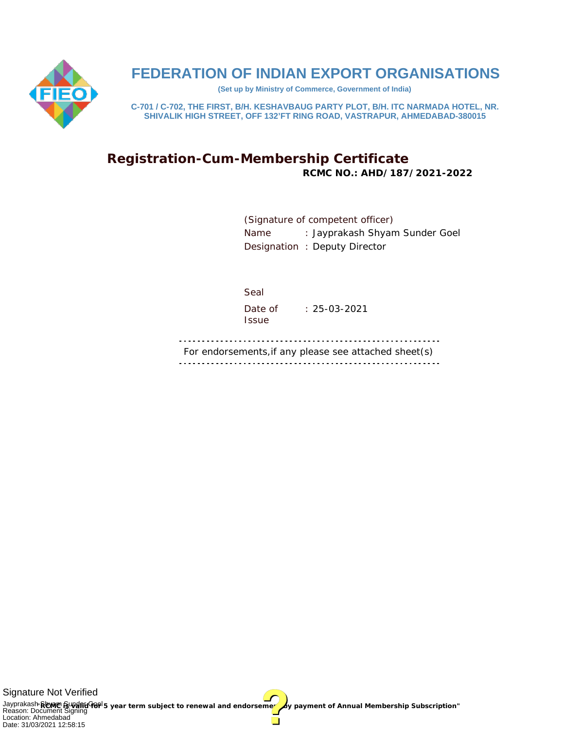# FEDERATION OF INDIAN EXPORT ORGANISATIONS

**(Set up by Ministry of Commerce, Government of India)**

**C-701 / C-702, THE FIRST, B/H. KESHAVBAUG PARTY PLOT, B/H. ITC NARMADA HOTEL, NR. SHIVALIK HIGH STREET, OFF 132'FT RING ROAD, VASTRAPUR, AHMEDABAD-380015**

## Registration-Cum-Membership Certificate

**RCMC NO.: AHD/187/2021-2022**

(Signature of competent officer)

Name : Jayprakash Shyam Sunder Goel

Designation : Deputy Director

Seal

Date of Issue : 25-03-2021

For endorsements,if any please see attached sheet(s)

Signature Not Verified

Jayprakash Shyam Sunder Goel
Reason: Document Signing
Location: Ahmedabad
Date: 31/03/2021 12:58:15

**"RCMC is valid for 5 year term subject to renewal and endorsement by payment of Annual Membership Subscription"**